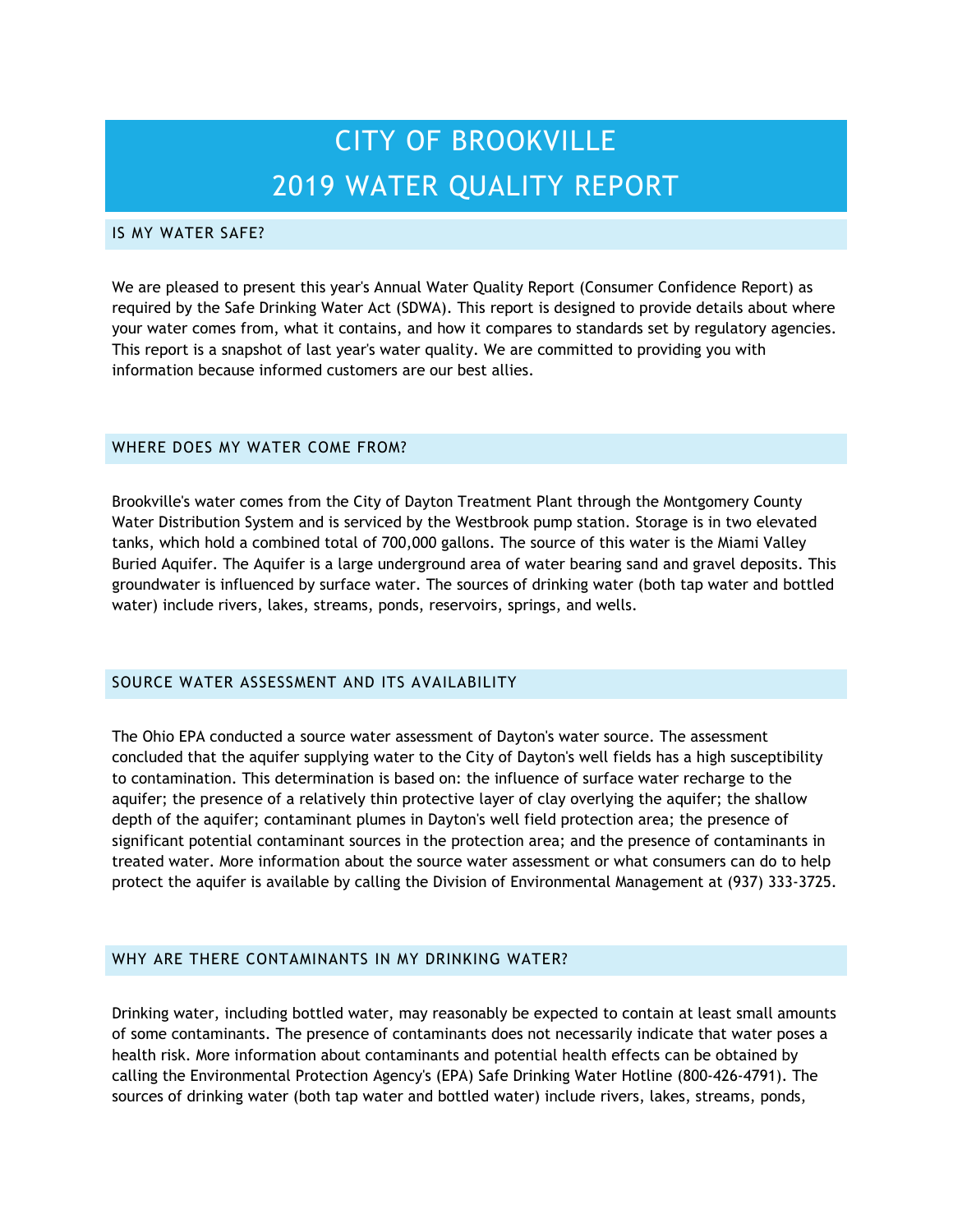# CITY OF BROOKVILLE
# 2019 WATER QUALITY REPORT

## IS MY WATER SAFE?

We are pleased to present this year's Annual Water Quality Report (Consumer Confidence Report) as required by the Safe Drinking Water Act (SDWA). This report is designed to provide details about where your water comes from, what it contains, and how it compares to standards set by regulatory agencies. This report is a snapshot of last year's water quality. We are committed to providing you with information because informed customers are our best allies.

## WHERE DOES MY WATER COME FROM?

Brookville's water comes from the City of Dayton Treatment Plant through the Montgomery County Water Distribution System and is serviced by the Westbrook pump station. Storage is in two elevated tanks, which hold a combined total of 700,000 gallons. The source of this water is the Miami Valley Buried Aquifer. The Aquifer is a large underground area of water bearing sand and gravel deposits. This groundwater is influenced by surface water. The sources of drinking water (both tap water and bottled water) include rivers, lakes, streams, ponds, reservoirs, springs, and wells.

## SOURCE WATER ASSESSMENT AND ITS AVAILABILITY

The Ohio EPA conducted a source water assessment of Dayton's water source. The assessment concluded that the aquifer supplying water to the City of Dayton's well fields has a high susceptibility to contamination. This determination is based on: the influence of surface water recharge to the aquifer; the presence of a relatively thin protective layer of clay overlying the aquifer; the shallow depth of the aquifer; contaminant plumes in Dayton's well field protection area; the presence of significant potential contaminant sources in the protection area; and the presence of contaminants in treated water. More information about the source water assessment or what consumers can do to help protect the aquifer is available by calling the Division of Environmental Management at (937) 333-3725.

## WHY ARE THERE CONTAMINANTS IN MY DRINKING WATER?

Drinking water, including bottled water, may reasonably be expected to contain at least small amounts of some contaminants. The presence of contaminants does not necessarily indicate that water poses a health risk. More information about contaminants and potential health effects can be obtained by calling the Environmental Protection Agency's (EPA) Safe Drinking Water Hotline (800-426-4791). The sources of drinking water (both tap water and bottled water) include rivers, lakes, streams, ponds,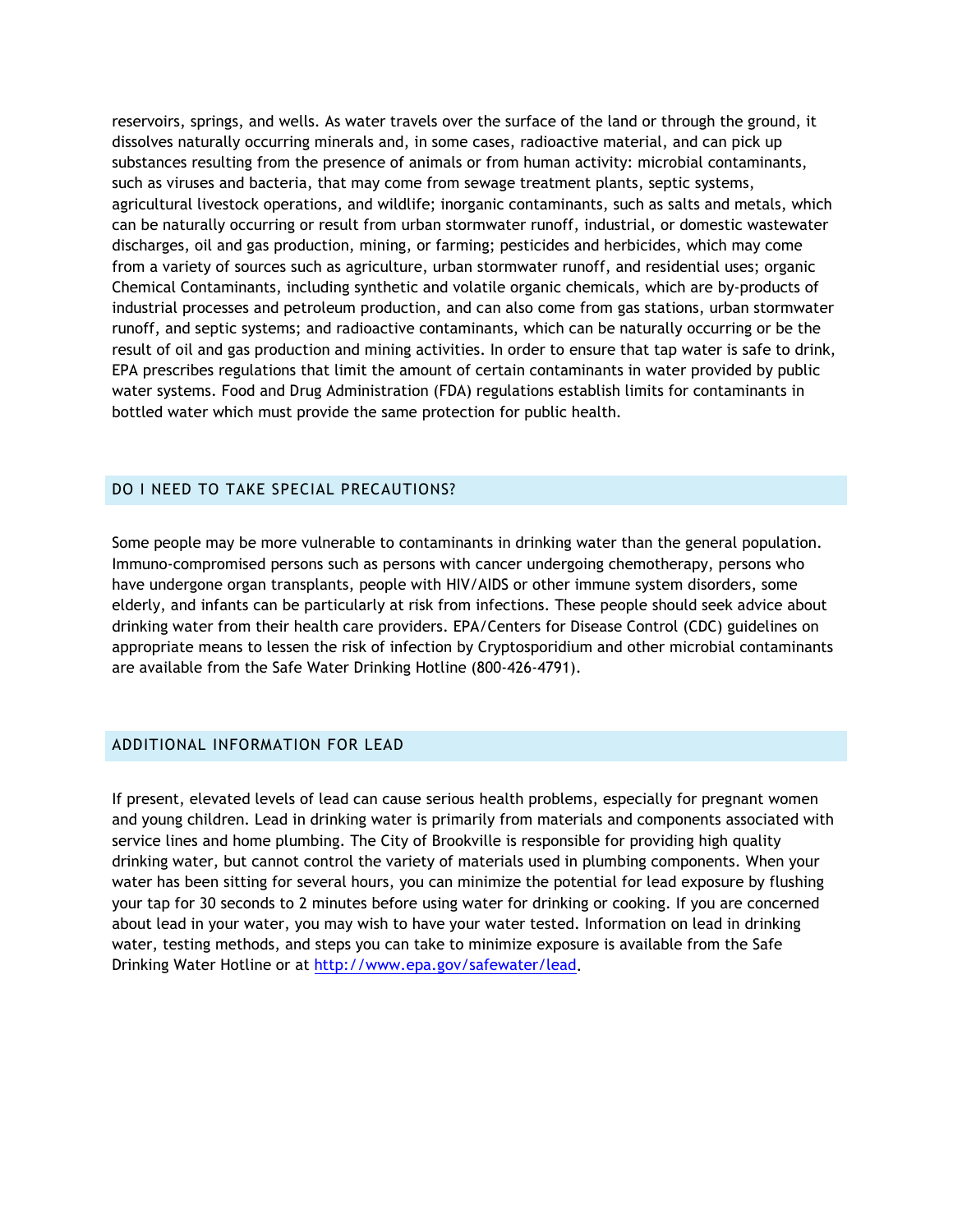reservoirs, springs, and wells. As water travels over the surface of the land or through the ground, it dissolves naturally occurring minerals and, in some cases, radioactive material, and can pick up substances resulting from the presence of animals or from human activity: microbial contaminants, such as viruses and bacteria, that may come from sewage treatment plants, septic systems, agricultural livestock operations, and wildlife; inorganic contaminants, such as salts and metals, which can be naturally occurring or result from urban stormwater runoff, industrial, or domestic wastewater discharges, oil and gas production, mining, or farming; pesticides and herbicides, which may come from a variety of sources such as agriculture, urban stormwater runoff, and residential uses; organic Chemical Contaminants, including synthetic and volatile organic chemicals, which are by-products of industrial processes and petroleum production, and can also come from gas stations, urban stormwater runoff, and septic systems; and radioactive contaminants, which can be naturally occurring or be the result of oil and gas production and mining activities. In order to ensure that tap water is safe to drink, EPA prescribes regulations that limit the amount of certain contaminants in water provided by public water systems. Food and Drug Administration (FDA) regulations establish limits for contaminants in bottled water which must provide the same protection for public health.

## DO I NEED TO TAKE SPECIAL PRECAUTIONS?

Some people may be more vulnerable to contaminants in drinking water than the general population. Immuno-compromised persons such as persons with cancer undergoing chemotherapy, persons who have undergone organ transplants, people with HIV/AIDS or other immune system disorders, some elderly, and infants can be particularly at risk from infections. These people should seek advice about drinking water from their health care providers. EPA/Centers for Disease Control (CDC) guidelines on appropriate means to lessen the risk of infection by Cryptosporidium and other microbial contaminants are available from the Safe Water Drinking Hotline (800-426-4791).

## ADDITIONAL INFORMATION FOR LEAD

If present, elevated levels of lead can cause serious health problems, especially for pregnant women and young children. Lead in drinking water is primarily from materials and components associated with service lines and home plumbing. The City of Brookville is responsible for providing high quality drinking water, but cannot control the variety of materials used in plumbing components. When your water has been sitting for several hours, you can minimize the potential for lead exposure by flushing your tap for 30 seconds to 2 minutes before using water for drinking or cooking. If you are concerned about lead in your water, you may wish to have your water tested. Information on lead in drinking water, testing methods, and steps you can take to minimize exposure is available from the Safe Drinking Water Hotline or at [http://www.epa.gov/safewater/lead](http://www.epa.gov/safewater/lead).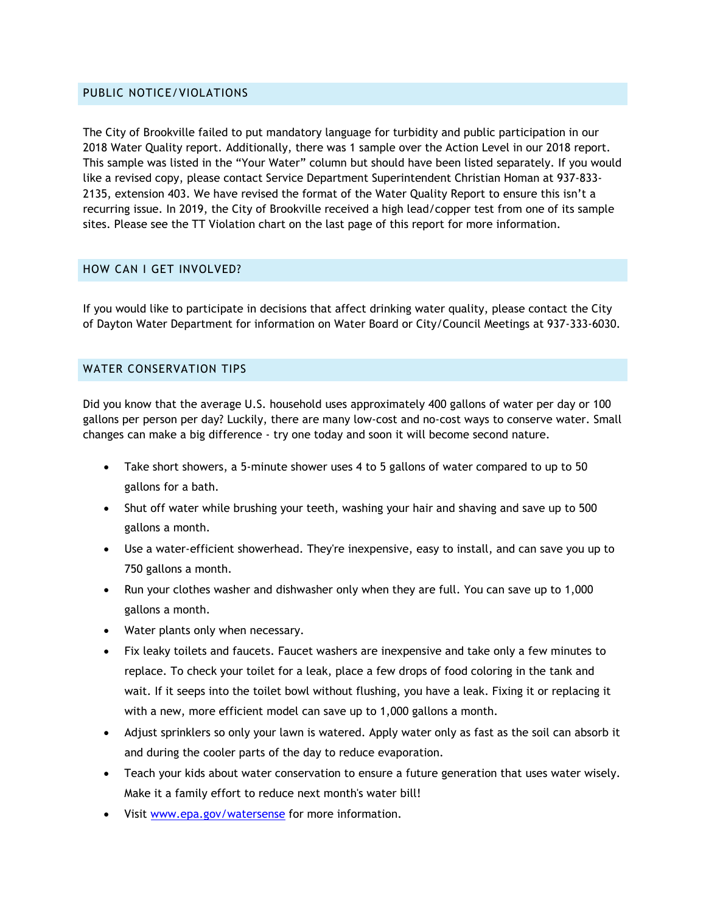## PUBLIC NOTICE/VIOLATIONS

The City of Brookville failed to put mandatory language for turbidity and public participation in our 2018 Water Quality report. Additionally, there was 1 sample over the Action Level in our 2018 report. This sample was listed in the "Your Water" column but should have been listed separately. If you would like a revised copy, please contact Service Department Superintendent Christian Homan at 937-833-2135, extension 403. We have revised the format of the Water Quality Report to ensure this isn't a recurring issue. In 2019, the City of Brookville received a high lead/copper test from one of its sample sites. Please see the TT Violation chart on the last page of this report for more information.

## HOW CAN I GET INVOLVED?

If you would like to participate in decisions that affect drinking water quality, please contact the City of Dayton Water Department for information on Water Board or City/Council Meetings at 937-333-6030.

## WATER CONSERVATION TIPS

Did you know that the average U.S. household uses approximately 400 gallons of water per day or 100 gallons per person per day? Luckily, there are many low-cost and no-cost ways to conserve water. Small changes can make a big difference - try one today and soon it will become second nature.

- Take short showers, a 5-minute shower uses 4 to 5 gallons of water compared to up to 50 gallons for a bath.
- Shut off water while brushing your teeth, washing your hair and shaving and save up to 500 gallons a month.
- Use a water-efficient showerhead. They're inexpensive, easy to install, and can save you up to 750 gallons a month.
- Run your clothes washer and dishwasher only when they are full. You can save up to 1,000 gallons a month.
- Water plants only when necessary.
- Fix leaky toilets and faucets. Faucet washers are inexpensive and take only a few minutes to replace. To check your toilet for a leak, place a few drops of food coloring in the tank and wait. If it seeps into the toilet bowl without flushing, you have a leak. Fixing it or replacing it with a new, more efficient model can save up to 1,000 gallons a month.
- Adjust sprinklers so only your lawn is watered. Apply water only as fast as the soil can absorb it and during the cooler parts of the day to reduce evaporation.
- Teach your kids about water conservation to ensure a future generation that uses water wisely. Make it a family effort to reduce next month's water bill!
- Visit [www.epa.gov/watersense](http://www.epa.gov/watersense) for more information.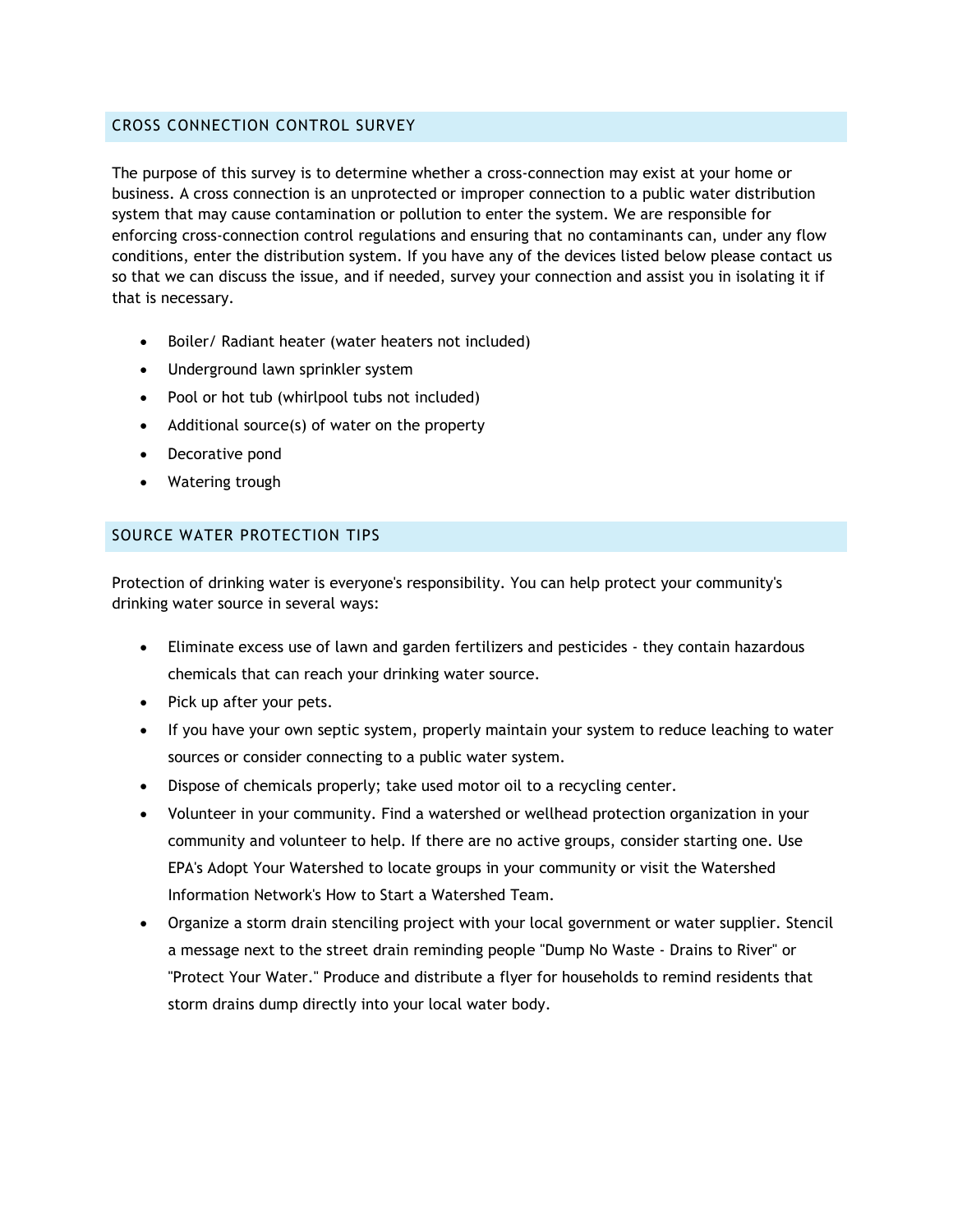## CROSS CONNECTION CONTROL SURVEY

The purpose of this survey is to determine whether a cross-connection may exist at your home or business. A cross connection is an unprotected or improper connection to a public water distribution system that may cause contamination or pollution to enter the system. We are responsible for enforcing cross-connection control regulations and ensuring that no contaminants can, under any flow conditions, enter the distribution system. If you have any of the devices listed below please contact us so that we can discuss the issue, and if needed, survey your connection and assist you in isolating it if that is necessary.

- Boiler/ Radiant heater (water heaters not included)
- Underground lawn sprinkler system
- Pool or hot tub (whirlpool tubs not included)
- Additional source(s) of water on the property
- Decorative pond
- Watering trough

## SOURCE WATER PROTECTION TIPS

Protection of drinking water is everyone's responsibility. You can help protect your community's drinking water source in several ways:

- Eliminate excess use of lawn and garden fertilizers and pesticides - they contain hazardous chemicals that can reach your drinking water source.
- Pick up after your pets.
- If you have your own septic system, properly maintain your system to reduce leaching to water sources or consider connecting to a public water system.
- Dispose of chemicals properly; take used motor oil to a recycling center.
- Volunteer in your community. Find a watershed or wellhead protection organization in your community and volunteer to help. If there are no active groups, consider starting one. Use EPA's Adopt Your Watershed to locate groups in your community or visit the Watershed Information Network's How to Start a Watershed Team.
- Organize a storm drain stenciling project with your local government or water supplier. Stencil a message next to the street drain reminding people "Dump No Waste - Drains to River" or "Protect Your Water." Produce and distribute a flyer for households to remind residents that storm drains dump directly into your local water body.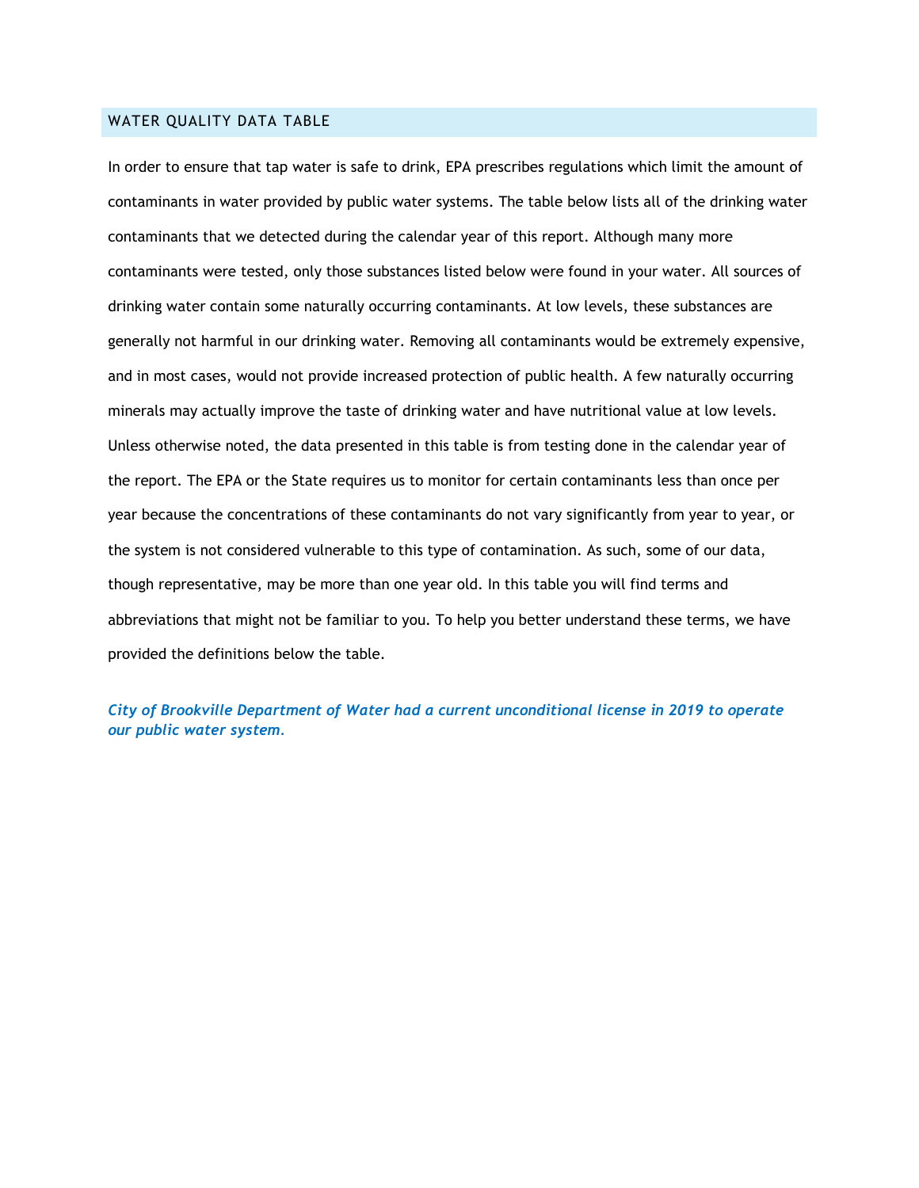## WATER QUALITY DATA TABLE

In order to ensure that tap water is safe to drink, EPA prescribes regulations which limit the amount of contaminants in water provided by public water systems. The table below lists all of the drinking water contaminants that we detected during the calendar year of this report. Although many more contaminants were tested, only those substances listed below were found in your water. All sources of drinking water contain some naturally occurring contaminants. At low levels, these substances are generally not harmful in our drinking water. Removing all contaminants would be extremely expensive, and in most cases, would not provide increased protection of public health. A few naturally occurring minerals may actually improve the taste of drinking water and have nutritional value at low levels. Unless otherwise noted, the data presented in this table is from testing done in the calendar year of the report. The EPA or the State requires us to monitor for certain contaminants less than once per year because the concentrations of these contaminants do not vary significantly from year to year, or the system is not considered vulnerable to this type of contamination. As such, some of our data, though representative, may be more than one year old. In this table you will find terms and abbreviations that might not be familiar to you. To help you better understand these terms, we have provided the definitions below the table.

***City of Brookville Department of Water had a current unconditional license in 2019 to operate our public water system.***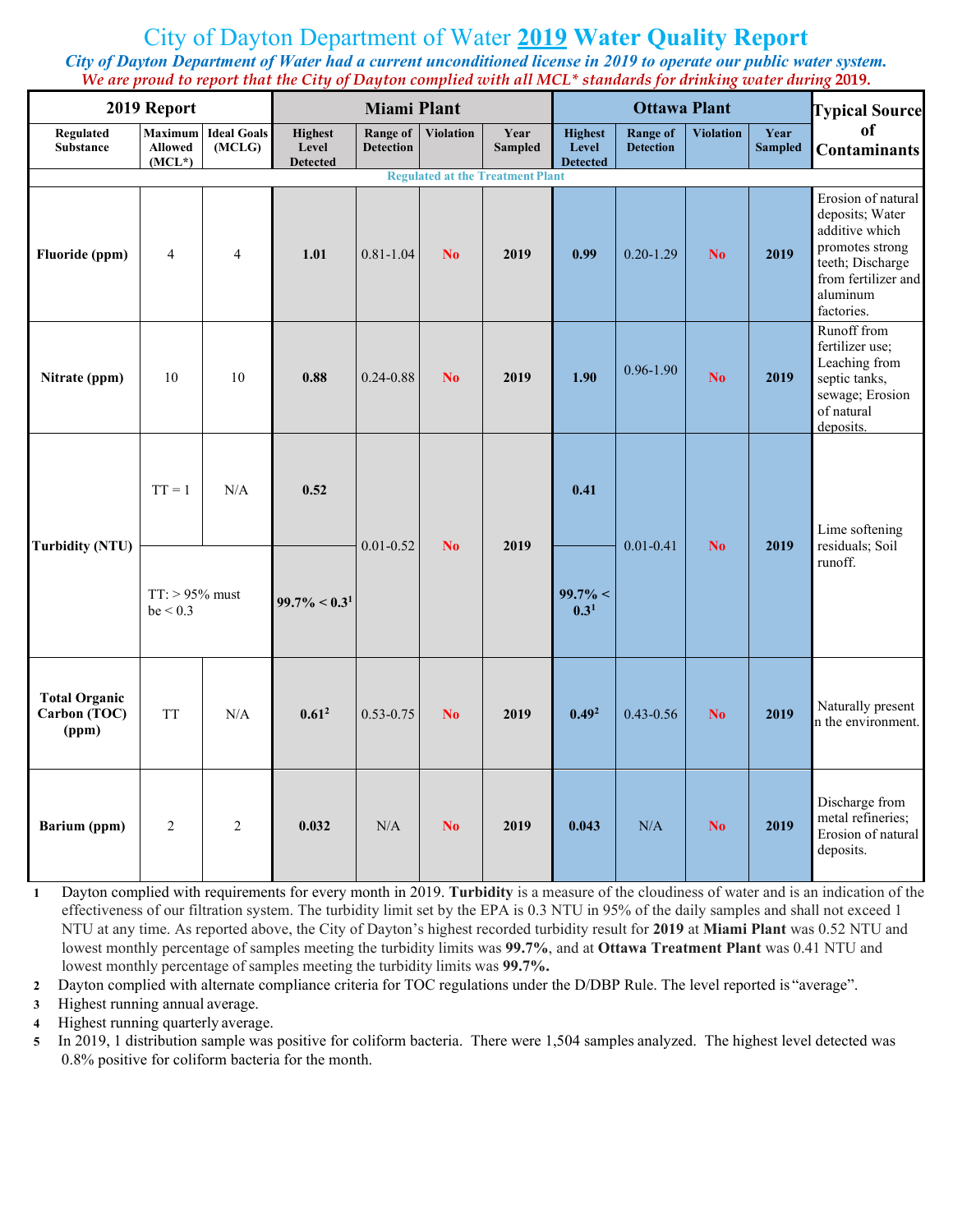# City of Dayton Department of Water **2019** Water Quality Report

***City of Dayton Department of Water had a current unconditioned license in 2019 to operate our public water system.***

***We are proud to report that the City of Dayton complied with all MCL* standards for drinking water during 2019.***

| 2019 Report | | | Miami Plant | | | | Ottawa Plant | | | | Typical Source of Contaminants |
|---|---|---|---|---|---|---|---|---|---|---|---|
| Regulated Substance | Maximum Allowed (MCL*) | Ideal Goals (MCLG) | Highest Level Detected | Range of Detection | Violation | Year Sampled | Highest Level Detected | Range of Detection | Violation | Year Sampled | |
| Regulated at the Treatment Plant | | | | | | | | | | | |
| **Fluoride (ppm)** | 4 | 4 | **1.01** | 0.81-1.04 | **No** | **2019** | **0.99** | 0.20-1.29 | **No** | **2019** | Erosion of natural deposits; Water additive which promotes strong teeth; Discharge from fertilizer and aluminum factories. |
| **Nitrate (ppm)** | 10 | 10 | **0.88** | 0.24-0.88 | **No** | **2019** | **1.90** | 0.96-1.90 | **No** | **2019** | Runoff from fertilizer use; Leaching from septic tanks, sewage; Erosion of natural deposits. |
| **Turbidity (NTU)** | TT = 1 | N/A | **0.52** | 0.01-0.52 | **No** | **2019** | **0.41** | 0.01-0.41 | **No** | **2019** | Lime softening residuals; Soil runoff. |
| | TT: > 95% must be < 0.3 | | **99.7% < 0.3[1]** | | | | **99.7% < 0.3[1]** | | | | |
| **Total Organic Carbon (TOC) (ppm)** | TT | N/A | **0.61[2]** | 0.53-0.75 | **No** | **2019** | **0.49[2]** | 0.43-0.56 | **No** | **2019** | Naturally present in the environment. |
| **Barium (ppm)** | 2 | 2 | **0.032** | N/A | **No** | **2019** | **0.043** | N/A | **No** | **2019** | Discharge from metal refineries; Erosion of natural deposits. |

1. Dayton complied with requirements for every month in 2019. **Turbidity** is a measure of the cloudiness of water and is an indication of the effectiveness of our filtration system. The turbidity limit set by the EPA is 0.3 NTU in 95% of the daily samples and shall not exceed 1 NTU at any time. As reported above, the City of Dayton's highest recorded turbidity result for **2019** at **Miami Plant** was 0.52 NTU and lowest monthly percentage of samples meeting the turbidity limits was **99.7%**, and at **Ottawa Treatment Plant** was 0.41 NTU and lowest monthly percentage of samples meeting the turbidity limits was **99.7%.**
2. Dayton complied with alternate compliance criteria for TOC regulations under the D/DBP Rule. The level reported is "average".
3. Highest running annual average.
4. Highest running quarterly average.
5. In 2019, 1 distribution sample was positive for coliform bacteria. There were 1,504 samples analyzed. The highest level detected was 0.8% positive for coliform bacteria for the month.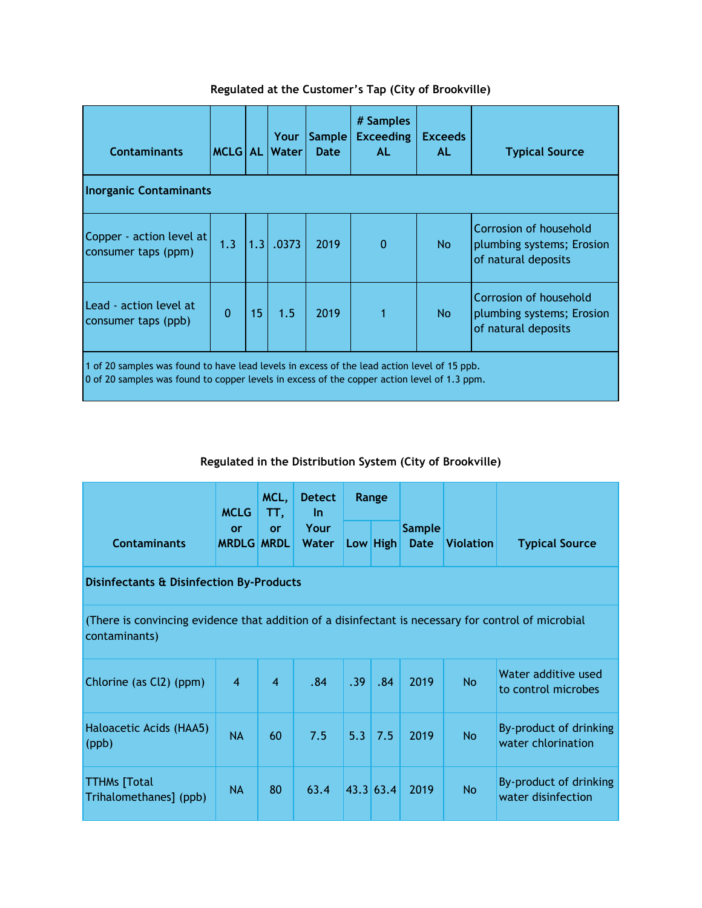### Regulated at the Customer's Tap (City of Brookville)

| Contaminants | MCLG | AL | Your Water | Sample Date | # Samples Exceeding AL | Exceeds AL | Typical Source |
|---|---|---|---|---|---|---|---|
| **Inorganic Contaminants** | | | | | | | |
| Copper - action level at consumer taps (ppm) | 1.3 | 1.3 | .0373 | 2019 | 0 | No | Corrosion of household plumbing systems; Erosion of natural deposits |
| Lead - action level at consumer taps (ppb) | 0 | 15 | 1.5 | 2019 | 1 | No | Corrosion of household plumbing systems; Erosion of natural deposits |
| 1 of 20 samples was found to have lead levels in excess of the lead action level of 15 ppb. 0 of 20 samples was found to copper levels in excess of the copper action level of 1.3 ppm. | | | | | | | |

### Regulated in the Distribution System (City of Brookville)

| Contaminants | MCLG or MRDLG | MCL, TT, or MRDL | Detect In Your Water | Range | | Sample Date | Violation | Typical Source |
|---|---|---|---|---|---|---|---|---|
| | | | | Low | High | | | |
| **Disinfectants & Disinfection By-Products** | | | | | | | | |
| (There is convincing evidence that addition of a disinfectant is necessary for control of microbial contaminants) | | | | | | | | |
| Chlorine (as $Cl_2$) (ppm) | 4 | 4 | .84 | .39 | .84 | 2019 | No | Water additive used to control microbes |
| Haloacetic Acids (HAA5) (ppb) | NA | 60 | 7.5 | 5.3 | 7.5 | 2019 | No | By-product of drinking water chlorination |
| TTHMs [Total Trihalomethanes] (ppb) | NA | 80 | 63.4 | 43.3 | 63.4 | 2019 | No | By-product of drinking water disinfection |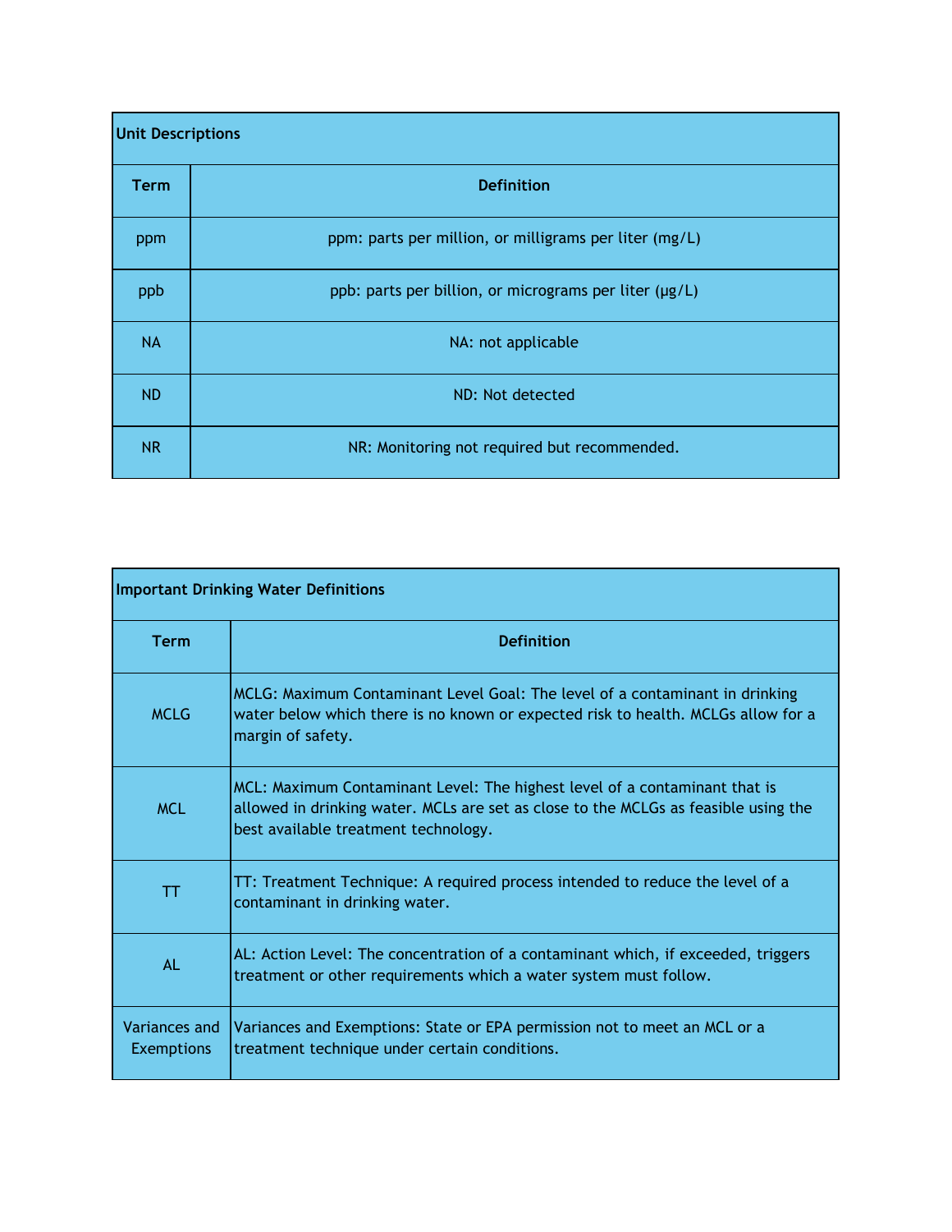| Unit Descriptions | |
|---|---|
| **Term** | **Definition** |
| ppm | ppm: parts per million, or milligrams per liter (mg/L) |
| ppb | ppb: parts per billion, or micrograms per liter (µg/L) |
| NA | NA: not applicable |
| ND | ND: Not detected |
| NR | NR: Monitoring not required but recommended. |

| Important Drinking Water Definitions | |
|---|---|
| **Term** | **Definition** |
| MCLG | MCLG: Maximum Contaminant Level Goal: The level of a contaminant in drinking water below which there is no known or expected risk to health. MCLGs allow for a margin of safety. |
| MCL | MCL: Maximum Contaminant Level: The highest level of a contaminant that is allowed in drinking water. MCLs are set as close to the MCLGs as feasible using the best available treatment technology. |
| TT | TT: Treatment Technique: A required process intended to reduce the level of a contaminant in drinking water. |
| AL | AL: Action Level: The concentration of a contaminant which, if exceeded, triggers treatment or other requirements which a water system must follow. |
| Variances and Exemptions | Variances and Exemptions: State or EPA permission not to meet an MCL or a treatment technique under certain conditions. |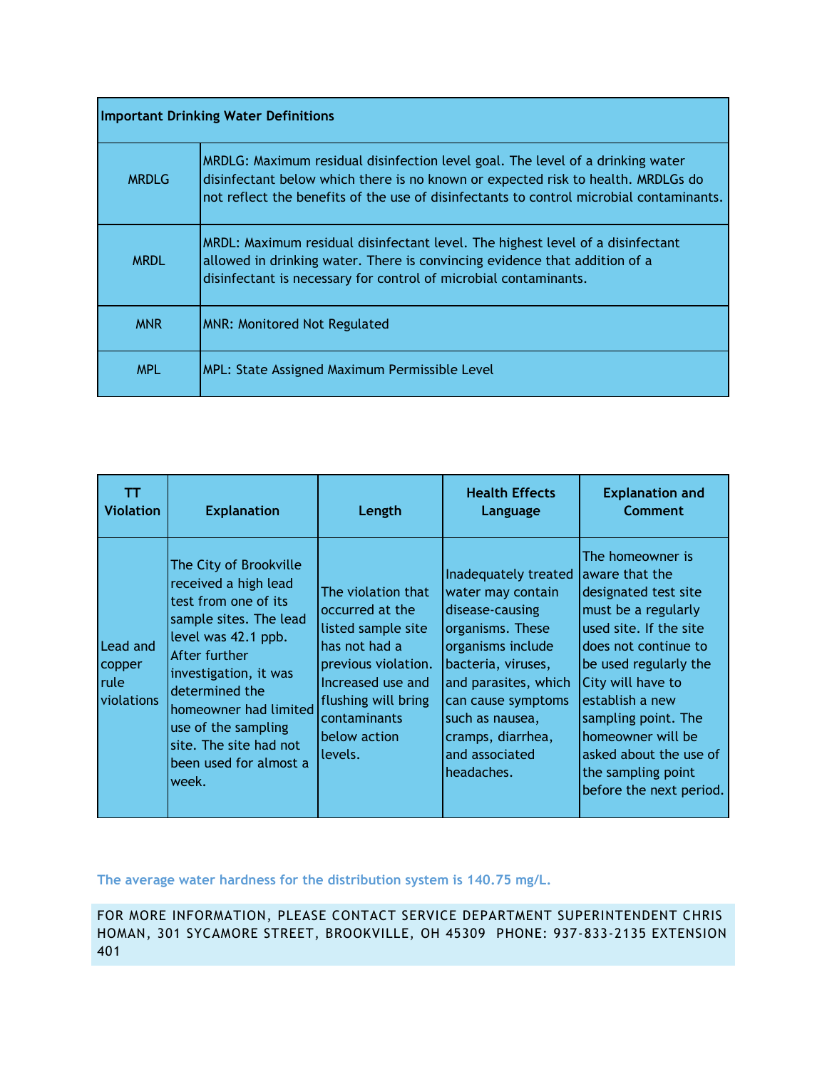| Important Drinking Water Definitions | |
|---|---|
| MRDLG | MRDLG: Maximum residual disinfection level goal. The level of a drinking water disinfectant below which there is no known or expected risk to health. MRDLGs do not reflect the benefits of the use of disinfectants to control microbial contaminants. |
| MRDL | MRDL: Maximum residual disinfectant level. The highest level of a disinfectant allowed in drinking water. There is convincing evidence that addition of a disinfectant is necessary for control of microbial contaminants. |
| MNR | MNR: Monitored Not Regulated |
| MPL | MPL: State Assigned Maximum Permissible Level |

| TT Violation | Explanation | Length | Health Effects Language | Explanation and Comment |
|---|---|---|---|---|
| Lead and copper rule violations | The City of Brookville received a high lead test from one of its sample sites. The lead level was 42.1 ppb. After further investigation, it was determined the homeowner had limited use of the sampling site. The site had not been used for almost a week. | The violation that occurred at the listed sample site has not had a previous violation. Increased use and flushing will bring contaminants below action levels. | Inadequately treated water may contain disease-causing organisms. These organisms include bacteria, viruses, and parasites, which can cause symptoms such as nausea, cramps, diarrhea, and associated headaches. | The homeowner is aware that the designated test site must be a regularly used site. If the site does not continue to be used regularly the City will have to establish a new sampling point. The homeowner will be asked about the use of the sampling point before the next period. |

**The average water hardness for the distribution system is 140.75 mg/L.**

FOR MORE INFORMATION, PLEASE CONTACT SERVICE DEPARTMENT SUPERINTENDENT CHRIS HOMAN, 301 SYCAMORE STREET, BROOKVILLE, OH 45309 PHONE: 937-833-2135 EXTENSION 401